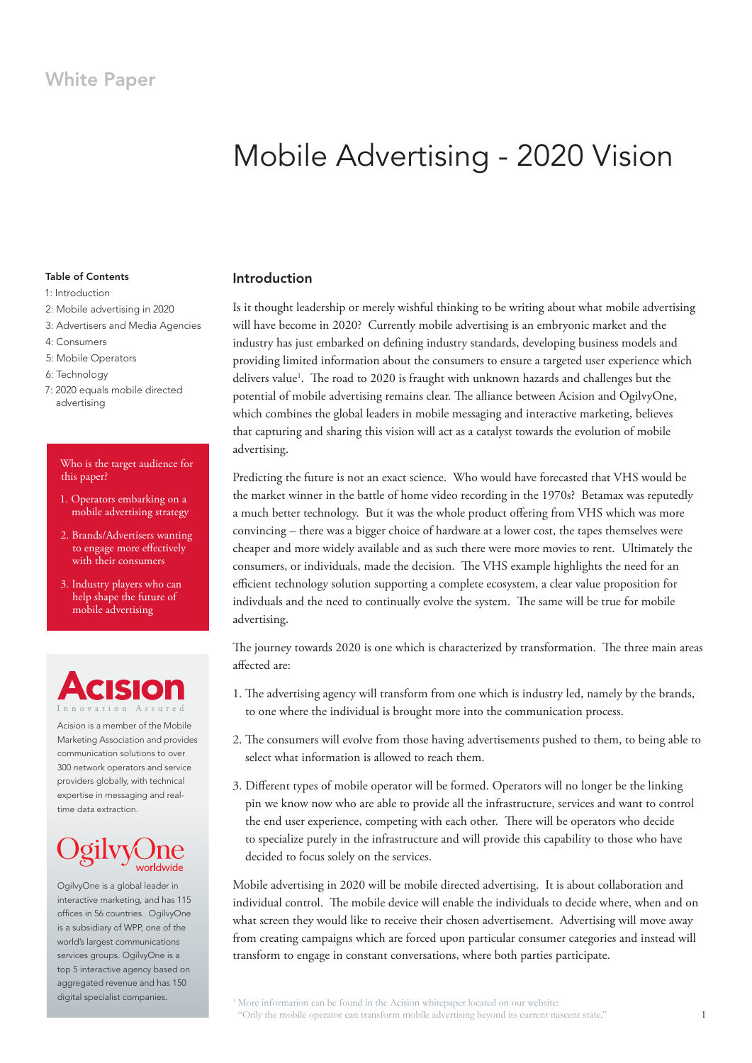White Paper

# Mobile Advertising - 2020 Vision

**Table of Contents**

1: Introduction
2: Mobile advertising in 2020
3: Advertisers and Media Agencies
4: Consumers
5: Mobile Operators
6: Technology
7: 2020 equals mobile directed advertising

Who is the target audience for this paper?

1. Operators embarking on a mobile advertising strategy
2. Brands/Advertisers wanting to engage more effectively with their consumers
3. Industry players who can help shape the future of mobile advertising

Acision
Innovation Assured

Acision is a member of the Mobile Marketing Association and provides communication solutions to over 300 network operators and service providers globally, with technical expertise in messaging and real-time data extraction.

OgilvyOne worldwide

OgilvyOne is a global leader in interactive marketing, and has 115 offices in 56 countries. OgilvyOne is a subsidiary of WPP, one of the world's largest communications services groups. OgilvyOne is a top 5 interactive agency based on aggregated revenue and has 150 digital specialist companies.

## Introduction

Is it thought leadership or merely wishful thinking to be writing about what mobile advertising will have become in 2020? Currently mobile advertising is an embryonic market and the industry has just embarked on defining industry standards, developing business models and providing limited information about the consumers to ensure a targeted user experience which delivers value[1]. The road to 2020 is fraught with unknown hazards and challenges but the potential of mobile advertising remains clear. The alliance between Acision and OgilvyOne, which combines the global leaders in mobile messaging and interactive marketing, believes that capturing and sharing this vision will act as a catalyst towards the evolution of mobile advertising.

Predicting the future is not an exact science. Who would have forecasted that VHS would be the market winner in the battle of home video recording in the 1970s? Betamax was reputedly a much better technology. But it was the whole product offering from VHS which was more convincing – there was a bigger choice of hardware at a lower cost, the tapes themselves were cheaper and more widely available and as such there were more movies to rent. Ultimately the consumers, or individuals, made the decision. The VHS example highlights the need for an efficient technology solution supporting a complete ecosystem, a clear value proposition for indivduals and the need to continually evolve the system. The same will be true for mobile advertising.

The journey towards 2020 is one which is characterized by transformation. The three main areas affected are:

1. The advertising agency will transform from one which is industry led, namely by the brands, to one where the individual is brought more into the communication process.
2. The consumers will evolve from those having advertisements pushed to them, to being able to select what information is allowed to reach them.
3. Different types of mobile operator will be formed. Operators will no longer be the linking pin we know now who are able to provide all the infrastructure, services and want to control the end user experience, competing with each other. There will be operators who decide to specialize purely in the infrastructure and will provide this capability to those who have decided to focus solely on the services.

Mobile advertising in 2020 will be mobile directed advertising. It is about collaboration and individual control. The mobile device will enable the individuals to decide where, when and on what screen they would like to receive their chosen advertisement. Advertising will move away from creating campaigns which are forced upon particular consumer categories and instead will transform to engage in constant conversations, where both parties participate.

[1] More information can be found in the Acision whitepaper located on our website: "Only the mobile operator can transform mobile advertising beyond its current nascent state."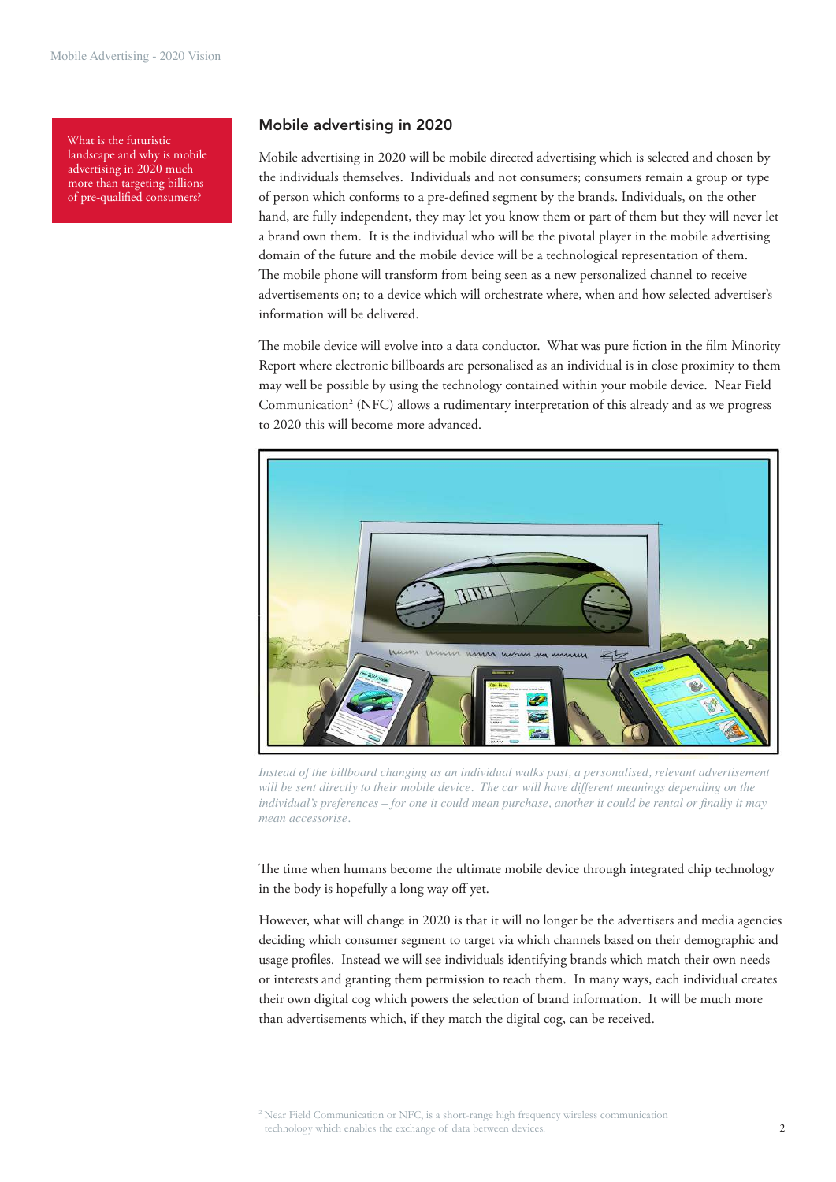What is the futuristic landscape and why is mobile advertising in 2020 much more than targeting billions of pre-qualified consumers?

## Mobile advertising in 2020

Mobile advertising in 2020 will be mobile directed advertising which is selected and chosen by the individuals themselves. Individuals and not consumers; consumers remain a group or type of person which conforms to a pre-defined segment by the brands. Individuals, on the other hand, are fully independent, they may let you know them or part of them but they will never let a brand own them. It is the individual who will be the pivotal player in the mobile advertising domain of the future and the mobile device will be a technological representation of them. The mobile phone will transform from being seen as a new personalized channel to receive advertisements on; to a device which will orchestrate where, when and how selected advertiser's information will be delivered.

The mobile device will evolve into a data conductor. What was pure fiction in the film Minority Report where electronic billboards are personalised as an individual is in close proximity to them may well be possible by using the technology contained within your mobile device. Near Field Communication[2] (NFC) allows a rudimentary interpretation of this already and as we progress to 2020 this will become more advanced.

*Instead of the billboard changing as an individual walks past, a personalised, relevant advertisement will be sent directly to their mobile device. The car will have different meanings depending on the individual's preferences – for one it could mean purchase, another it could be rental or finally it may mean accessorise.*

The time when humans become the ultimate mobile device through integrated chip technology in the body is hopefully a long way off yet.

However, what will change in 2020 is that it will no longer be the advertisers and media agencies deciding which consumer segment to target via which channels based on their demographic and usage profiles. Instead we will see individuals identifying brands which match their own needs or interests and granting them permission to reach them. In many ways, each individual creates their own digital cog which powers the selection of brand information. It will be much more than advertisements which, if they match the digital cog, can be received.

[2] Near Field Communication or NFC, is a short-range high frequency wireless communication technology which enables the exchange of data between devices.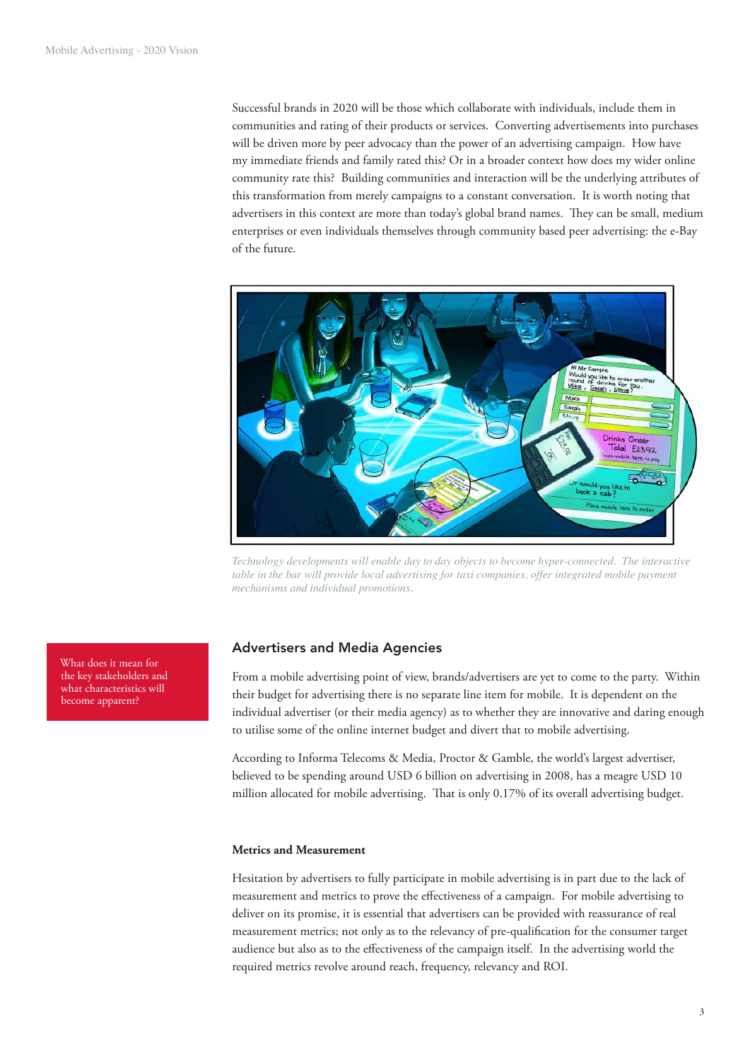Successful brands in 2020 will be those which collaborate with individuals, include them in communities and rating of their products or services. Converting advertisements into purchases will be driven more by peer advocacy than the power of an advertising campaign. How have my immediate friends and family rated this? Or in a broader context how does my wider online community rate this? Building communities and interaction will be the underlying attributes of this transformation from merely campaigns to a constant conversation. It is worth noting that advertisers in this context are more than today's global brand names. They can be small, medium enterprises or even individuals themselves through community based peer advertising: the e-Bay of the future.

*Technology developments will enable day to day objects to become hyper-connected. The interactive table in the bar will provide local advertising for taxi companies, offer integrated mobile payment mechanisms and individual promotions.*

What does it mean for the key stakeholders and what characteristics will become apparent?

## Advertisers and Media Agencies

From a mobile advertising point of view, brands/advertisers are yet to come to the party. Within their budget for advertising there is no separate line item for mobile. It is dependent on the individual advertiser (or their media agency) as to whether they are innovative and daring enough to utilise some of the online internet budget and divert that to mobile advertising.

According to Informa Telecoms & Media, Proctor & Gamble, the world's largest advertiser, believed to be spending around USD 6 billion on advertising in 2008, has a meagre USD 10 million allocated for mobile advertising. That is only 0.17% of its overall advertising budget.

### Metrics and Measurement

Hesitation by advertisers to fully participate in mobile advertising is in part due to the lack of measurement and metrics to prove the effectiveness of a campaign. For mobile advertising to deliver on its promise, it is essential that advertisers can be provided with reassurance of real measurement metrics; not only as to the relevancy of pre-qualification for the consumer target audience but also as to the effectiveness of the campaign itself. In the advertising world the required metrics revolve around reach, frequency, relevancy and ROI.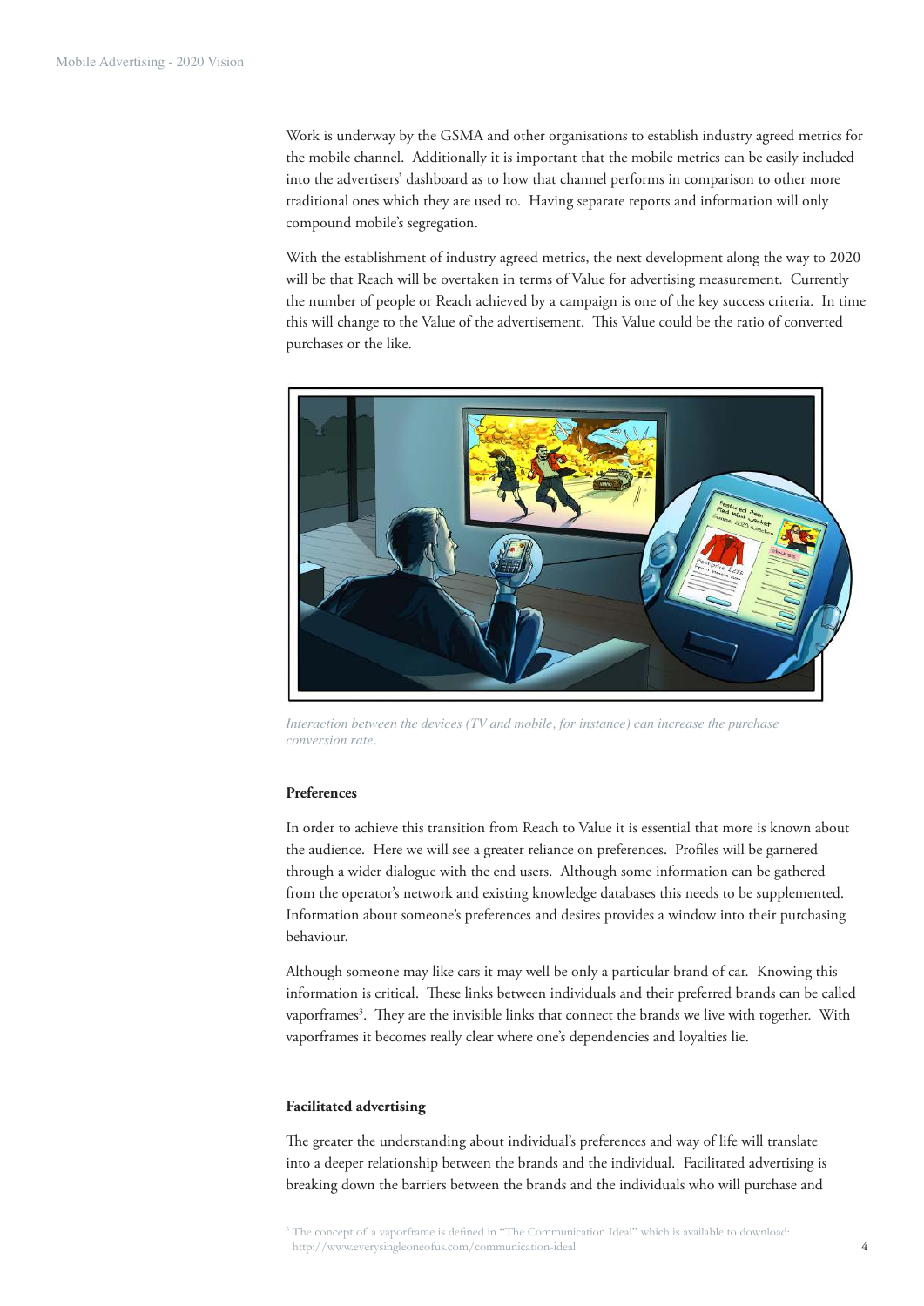Work is underway by the GSMA and other organisations to establish industry agreed metrics for the mobile channel. Additionally it is important that the mobile metrics can be easily included into the advertisers' dashboard as to how that channel performs in comparison to other more traditional ones which they are used to. Having separate reports and information will only compound mobile's segregation.

With the establishment of industry agreed metrics, the next development along the way to 2020 will be that Reach will be overtaken in terms of Value for advertising measurement. Currently the number of people or Reach achieved by a campaign is one of the key success criteria. In time this will change to the Value of the advertisement. This Value could be the ratio of converted purchases or the like.

*Interaction between the devices (TV and mobile, for instance) can increase the purchase conversion rate.*

### Preferences

In order to achieve this transition from Reach to Value it is essential that more is known about the audience. Here we will see a greater reliance on preferences. Profiles will be garnered through a wider dialogue with the end users. Although some information can be gathered from the operator's network and existing knowledge databases this needs to be supplemented. Information about someone's preferences and desires provides a window into their purchasing behaviour.

Although someone may like cars it may well be only a particular brand of car. Knowing this information is critical. These links between individuals and their preferred brands can be called vaporframes[3]. They are the invisible links that connect the brands we live with together. With vaporframes it becomes really clear where one's dependencies and loyalties lie.

### Facilitated advertising

The greater the understanding about individual's preferences and way of life will translate into a deeper relationship between the brands and the individual. Facilitated advertising is breaking down the barriers between the brands and the individuals who will purchase and

[3] The concept of a vaporframe is defined in "The Communication Ideal" which is available to download: http://www.everysingleoneofus.com/communication-ideal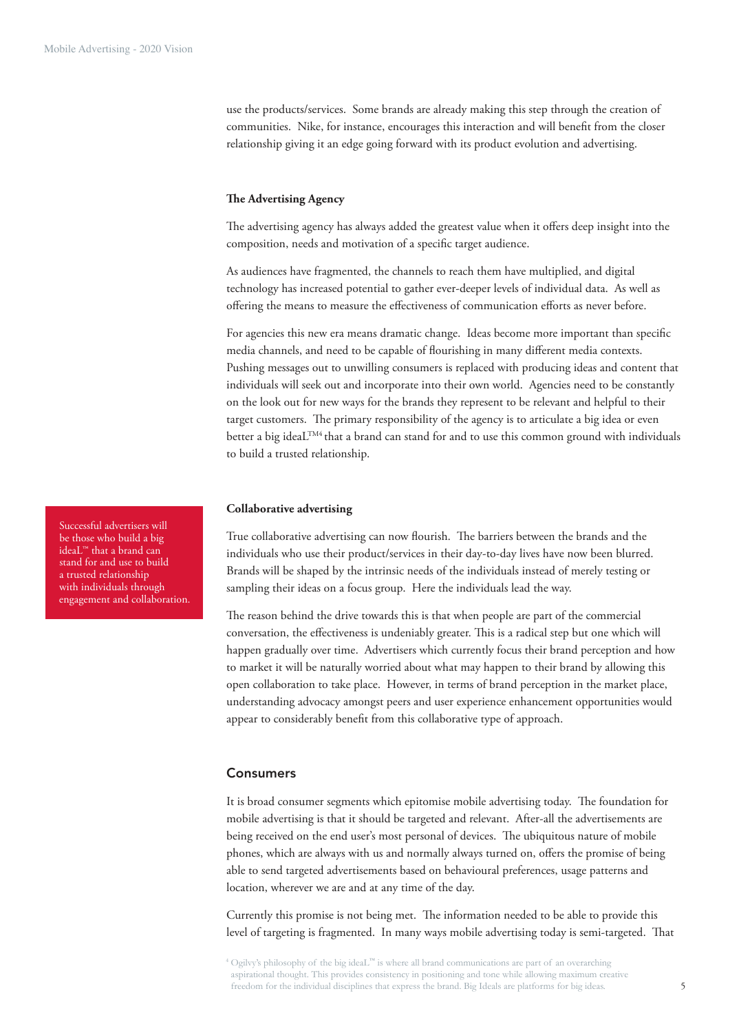use the products/services. Some brands are already making this step through the creation of communities. Nike, for instance, encourages this interaction and will benefit from the closer relationship giving it an edge going forward with its product evolution and advertising.

### The Advertising Agency

The advertising agency has always added the greatest value when it offers deep insight into the composition, needs and motivation of a specific target audience.

As audiences have fragmented, the channels to reach them have multiplied, and digital technology has increased potential to gather ever-deeper levels of individual data. As well as offering the means to measure the effectiveness of communication efforts as never before.

For agencies this new era means dramatic change. Ideas become more important than specific media channels, and need to be capable of flourishing in many different media contexts. Pushing messages out to unwilling consumers is replaced with producing ideas and content that individuals will seek out and incorporate into their own world. Agencies need to be constantly on the look out for new ways for the brands they represent to be relevant and helpful to their target customers. The primary responsibility of the agency is to articulate a big idea or even better a big ideaL™[4] that a brand can stand for and to use this common ground with individuals to build a trusted relationship.

> Successful advertisers will be those who build a big ideaL™ that a brand can stand for and use to build a trusted relationship with individuals through engagement and collaboration.

### Collaborative advertising

True collaborative advertising can now flourish. The barriers between the brands and the individuals who use their product/services in their day-to-day lives have now been blurred. Brands will be shaped by the intrinsic needs of the individuals instead of merely testing or sampling their ideas on a focus group. Here the individuals lead the way.

The reason behind the drive towards this is that when people are part of the commercial conversation, the effectiveness is undeniably greater. This is a radical step but one which will happen gradually over time. Advertisers which currently focus their brand perception and how to market it will be naturally worried about what may happen to their brand by allowing this open collaboration to take place. However, in terms of brand perception in the market place, understanding advocacy amongst peers and user experience enhancement opportunities would appear to considerably benefit from this collaborative type of approach.

## Consumers

It is broad consumer segments which epitomise mobile advertising today. The foundation for mobile advertising is that it should be targeted and relevant. After-all the advertisements are being received on the end user's most personal of devices. The ubiquitous nature of mobile phones, which are always with us and normally always turned on, offers the promise of being able to send targeted advertisements based on behavioural preferences, usage patterns and location, wherever we are and at any time of the day.

Currently this promise is not being met. The information needed to be able to provide this level of targeting is fragmented. In many ways mobile advertising today is semi-targeted. That

[4] Ogilvy's philosophy of the big ideaL™ is where all brand communications are part of an overarching aspirational thought. This provides consistency in positioning and tone while allowing maximum creative freedom for the individual disciplines that express the brand. Big Ideals are platforms for big ideas.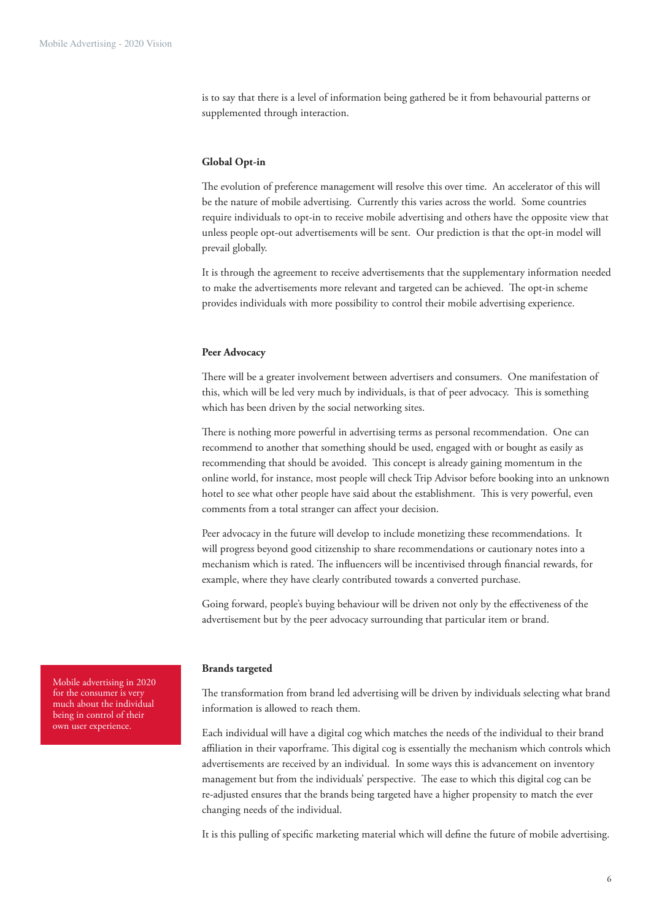is to say that there is a level of information being gathered be it from behavourial patterns or supplemented through interaction.

### Global Opt-in

The evolution of preference management will resolve this over time. An accelerator of this will be the nature of mobile advertising. Currently this varies across the world. Some countries require individuals to opt-in to receive mobile advertising and others have the opposite view that unless people opt-out advertisements will be sent. Our prediction is that the opt-in model will prevail globally.

It is through the agreement to receive advertisements that the supplementary information needed to make the advertisements more relevant and targeted can be achieved. The opt-in scheme provides individuals with more possibility to control their mobile advertising experience.

### Peer Advocacy

There will be a greater involvement between advertisers and consumers. One manifestation of this, which will be led very much by individuals, is that of peer advocacy. This is something which has been driven by the social networking sites.

There is nothing more powerful in advertising terms as personal recommendation. One can recommend to another that something should be used, engaged with or bought as easily as recommending that should be avoided. This concept is already gaining momentum in the online world, for instance, most people will check Trip Advisor before booking into an unknown hotel to see what other people have said about the establishment. This is very powerful, even comments from a total stranger can affect your decision.

Peer advocacy in the future will develop to include monetizing these recommendations. It will progress beyond good citizenship to share recommendations or cautionary notes into a mechanism which is rated. The influencers will be incentivised through financial rewards, for example, where they have clearly contributed towards a converted purchase.

Going forward, people's buying behaviour will be driven not only by the effectiveness of the advertisement but by the peer advocacy surrounding that particular item or brand.

> Mobile advertising in 2020 for the consumer is very much about the individual being in control of their own user experience.

### Brands targeted

The transformation from brand led advertising will be driven by individuals selecting what brand information is allowed to reach them.

Each individual will have a digital cog which matches the needs of the individual to their brand affiliation in their vaporframe. This digital cog is essentially the mechanism which controls which advertisements are received by an individual. In some ways this is advancement on inventory management but from the individuals' perspective. The ease to which this digital cog can be re-adjusted ensures that the brands being targeted have a higher propensity to match the ever changing needs of the individual.

It is this pulling of specific marketing material which will define the future of mobile advertising.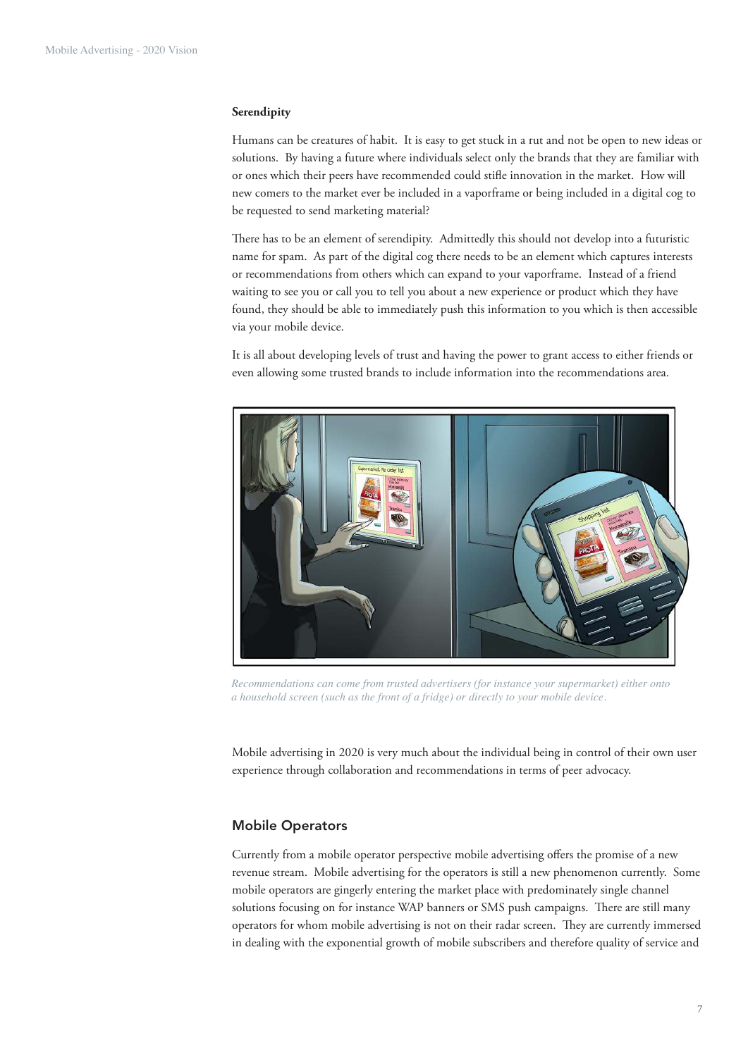**Serendipity**

Humans can be creatures of habit. It is easy to get stuck in a rut and not be open to new ideas or solutions. By having a future where individuals select only the brands that they are familiar with or ones which their peers have recommended could stifle innovation in the market. How will new comers to the market ever be included in a vaporframe or being included in a digital cog to be requested to send marketing material?

There has to be an element of serendipity. Admittedly this should not develop into a futuristic name for spam. As part of the digital cog there needs to be an element which captures interests or recommendations from others which can expand to your vaporframe. Instead of a friend waiting to see you or call you to tell you about a new experience or product which they have found, they should be able to immediately push this information to you which is then accessible via your mobile device.

It is all about developing levels of trust and having the power to grant access to either friends or even allowing some trusted brands to include information into the recommendations area.

*Recommendations can come from trusted advertisers (for instance your supermarket) either onto a household screen (such as the front of a fridge) or directly to your mobile device.*

Mobile advertising in 2020 is very much about the individual being in control of their own user experience through collaboration and recommendations in terms of peer advocacy.

## Mobile Operators

Currently from a mobile operator perspective mobile advertising offers the promise of a new revenue stream. Mobile advertising for the operators is still a new phenomenon currently. Some mobile operators are gingerly entering the market place with predominately single channel solutions focusing on for instance WAP banners or SMS push campaigns. There are still many operators for whom mobile advertising is not on their radar screen. They are currently immersed in dealing with the exponential growth of mobile subscribers and therefore quality of service and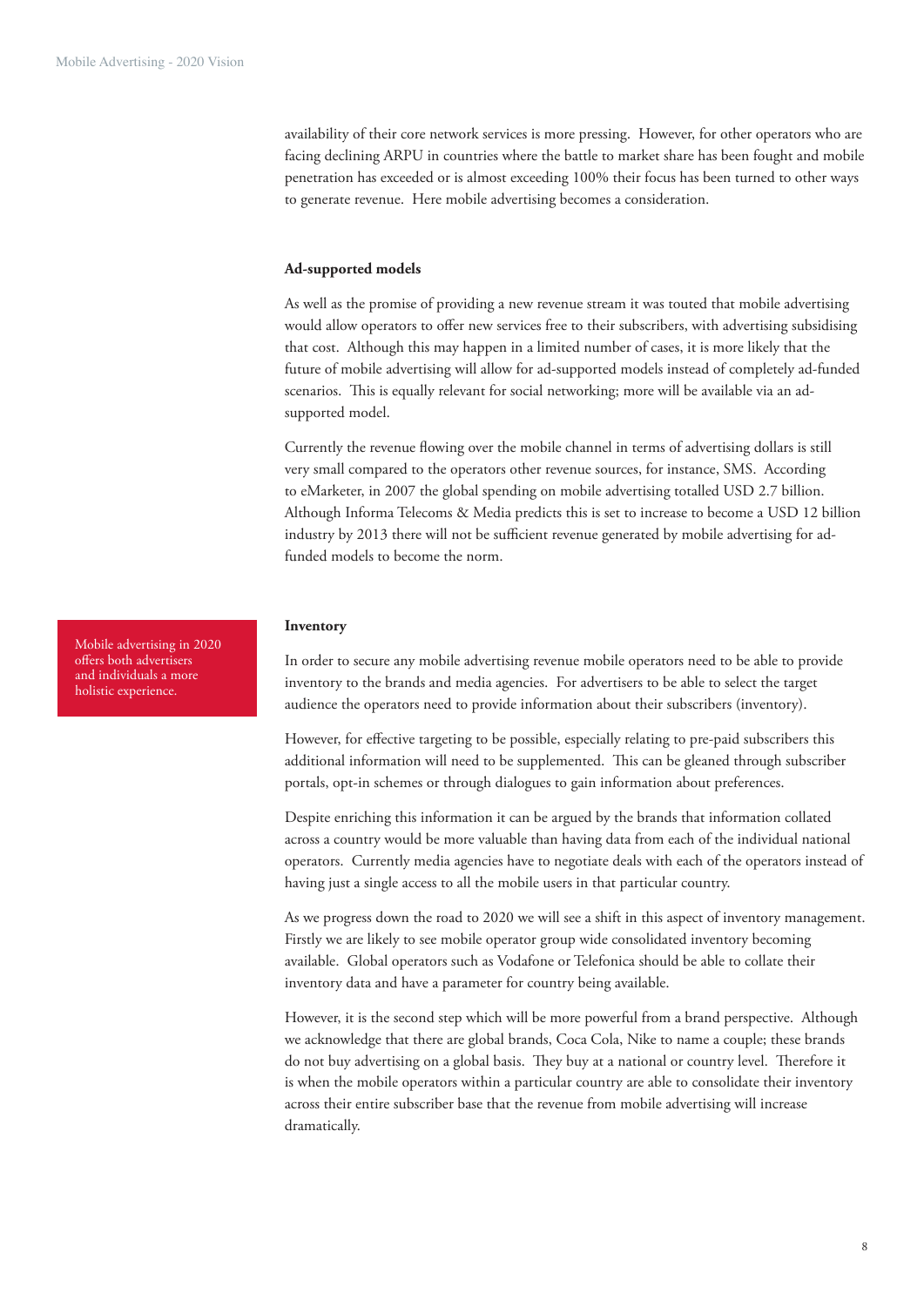availability of their core network services is more pressing. However, for other operators who are facing declining ARPU in countries where the battle to market share has been fought and mobile penetration has exceeded or is almost exceeding 100% their focus has been turned to other ways to generate revenue. Here mobile advertising becomes a consideration.

**Ad-supported models**

As well as the promise of providing a new revenue stream it was touted that mobile advertising would allow operators to offer new services free to their subscribers, with advertising subsidising that cost. Although this may happen in a limited number of cases, it is more likely that the future of mobile advertising will allow for ad-supported models instead of completely ad-funded scenarios. This is equally relevant for social networking; more will be available via an ad-supported model.

Currently the revenue flowing over the mobile channel in terms of advertising dollars is still very small compared to the operators other revenue sources, for instance, SMS. According to eMarketer, in 2007 the global spending on mobile advertising totalled USD 2.7 billion. Although Informa Telecoms & Media predicts this is set to increase to become a USD 12 billion industry by 2013 there will not be sufficient revenue generated by mobile advertising for ad-funded models to become the norm.

> Mobile advertising in 2020 offers both advertisers and individuals a more holistic experience.

**Inventory**

In order to secure any mobile advertising revenue mobile operators need to be able to provide inventory to the brands and media agencies. For advertisers to be able to select the target audience the operators need to provide information about their subscribers (inventory).

However, for effective targeting to be possible, especially relating to pre-paid subscribers this additional information will need to be supplemented. This can be gleaned through subscriber portals, opt-in schemes or through dialogues to gain information about preferences.

Despite enriching this information it can be argued by the brands that information collated across a country would be more valuable than having data from each of the individual national operators. Currently media agencies have to negotiate deals with each of the operators instead of having just a single access to all the mobile users in that particular country.

As we progress down the road to 2020 we will see a shift in this aspect of inventory management. Firstly we are likely to see mobile operator group wide consolidated inventory becoming available. Global operators such as Vodafone or Telefonica should be able to collate their inventory data and have a parameter for country being available.

However, it is the second step which will be more powerful from a brand perspective. Although we acknowledge that there are global brands, Coca Cola, Nike to name a couple; these brands do not buy advertising on a global basis. They buy at a national or country level. Therefore it is when the mobile operators within a particular country are able to consolidate their inventory across their entire subscriber base that the revenue from mobile advertising will increase dramatically.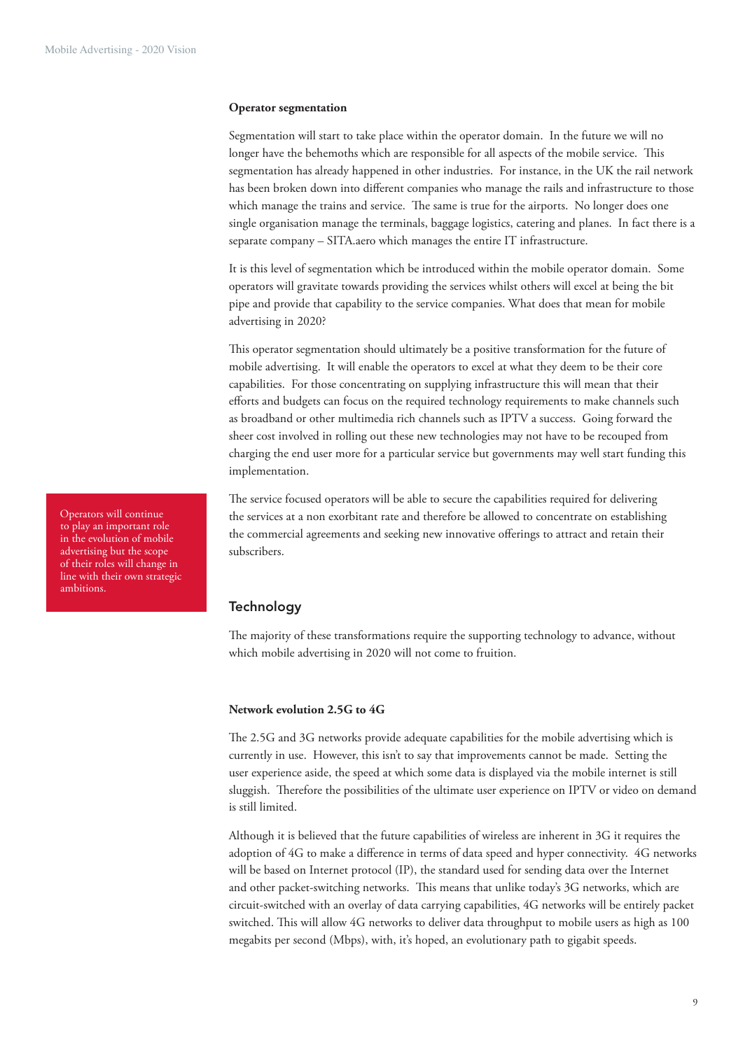### Operator segmentation

Segmentation will start to take place within the operator domain. In the future we will no longer have the behemoths which are responsible for all aspects of the mobile service. This segmentation has already happened in other industries. For instance, in the UK the rail network has been broken down into different companies who manage the rails and infrastructure to those which manage the trains and service. The same is true for the airports. No longer does one single organisation manage the terminals, baggage logistics, catering and planes. In fact there is a separate company – SITA.aero which manages the entire IT infrastructure.

It is this level of segmentation which be introduced within the mobile operator domain. Some operators will gravitate towards providing the services whilst others will excel at being the bit pipe and provide that capability to the service companies. What does that mean for mobile advertising in 2020?

This operator segmentation should ultimately be a positive transformation for the future of mobile advertising. It will enable the operators to excel at what they deem to be their core capabilities. For those concentrating on supplying infrastructure this will mean that their efforts and budgets can focus on the required technology requirements to make channels such as broadband or other multimedia rich channels such as IPTV a success. Going forward the sheer cost involved in rolling out these new technologies may not have to be recouped from charging the end user more for a particular service but governments may well start funding this implementation.

The service focused operators will be able to secure the capabilities required for delivering the services at a non exorbitant rate and therefore be allowed to concentrate on establishing the commercial agreements and seeking new innovative offerings to attract and retain their subscribers.

> Operators will continue to play an important role in the evolution of mobile advertising but the scope of their roles will change in line with their own strategic ambitions.

## Technology

The majority of these transformations require the supporting technology to advance, without which mobile advertising in 2020 will not come to fruition.

### Network evolution 2.5G to 4G

The 2.5G and 3G networks provide adequate capabilities for the mobile advertising which is currently in use. However, this isn't to say that improvements cannot be made. Setting the user experience aside, the speed at which some data is displayed via the mobile internet is still sluggish. Therefore the possibilities of the ultimate user experience on IPTV or video on demand is still limited.

Although it is believed that the future capabilities of wireless are inherent in 3G it requires the adoption of 4G to make a difference in terms of data speed and hyper connectivity. 4G networks will be based on Internet protocol (IP), the standard used for sending data over the Internet and other packet-switching networks. This means that unlike today's 3G networks, which are circuit-switched with an overlay of data carrying capabilities, 4G networks will be entirely packet switched. This will allow 4G networks to deliver data throughput to mobile users as high as 100 megabits per second (Mbps), with, it's hoped, an evolutionary path to gigabit speeds.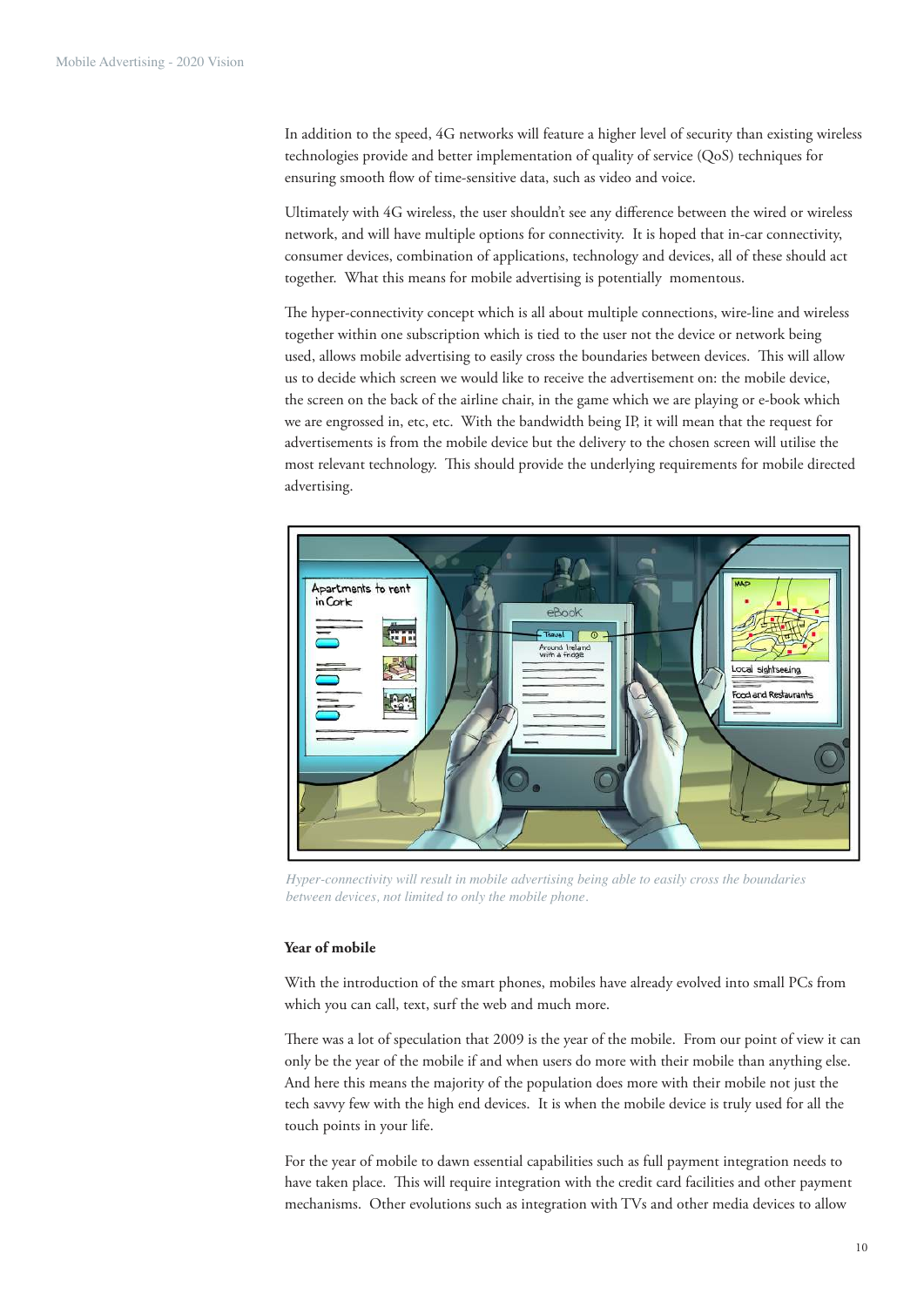In addition to the speed, 4G networks will feature a higher level of security than existing wireless technologies provide and better implementation of quality of service (QoS) techniques for ensuring smooth flow of time-sensitive data, such as video and voice.

Ultimately with 4G wireless, the user shouldn't see any difference between the wired or wireless network, and will have multiple options for connectivity. It is hoped that in-car connectivity, consumer devices, combination of applications, technology and devices, all of these should act together. What this means for mobile advertising is potentially momentous.

The hyper-connectivity concept which is all about multiple connections, wire-line and wireless together within one subscription which is tied to the user not the device or network being used, allows mobile advertising to easily cross the boundaries between devices. This will allow us to decide which screen we would like to receive the advertisement on: the mobile device, the screen on the back of the airline chair, in the game which we are playing or e-book which we are engrossed in, etc, etc. With the bandwidth being IP, it will mean that the request for advertisements is from the mobile device but the delivery to the chosen screen will utilise the most relevant technology. This should provide the underlying requirements for mobile directed advertising.

*Hyper-connectivity will result in mobile advertising being able to easily cross the boundaries between devices, not limited to only the mobile phone.*

**Year of mobile**

With the introduction of the smart phones, mobiles have already evolved into small PCs from which you can call, text, surf the web and much more.

There was a lot of speculation that 2009 is the year of the mobile. From our point of view it can only be the year of the mobile if and when users do more with their mobile than anything else. And here this means the majority of the population does more with their mobile not just the tech savvy few with the high end devices. It is when the mobile device is truly used for all the touch points in your life.

For the year of mobile to dawn essential capabilities such as full payment integration needs to have taken place. This will require integration with the credit card facilities and other payment mechanisms. Other evolutions such as integration with TVs and other media devices to allow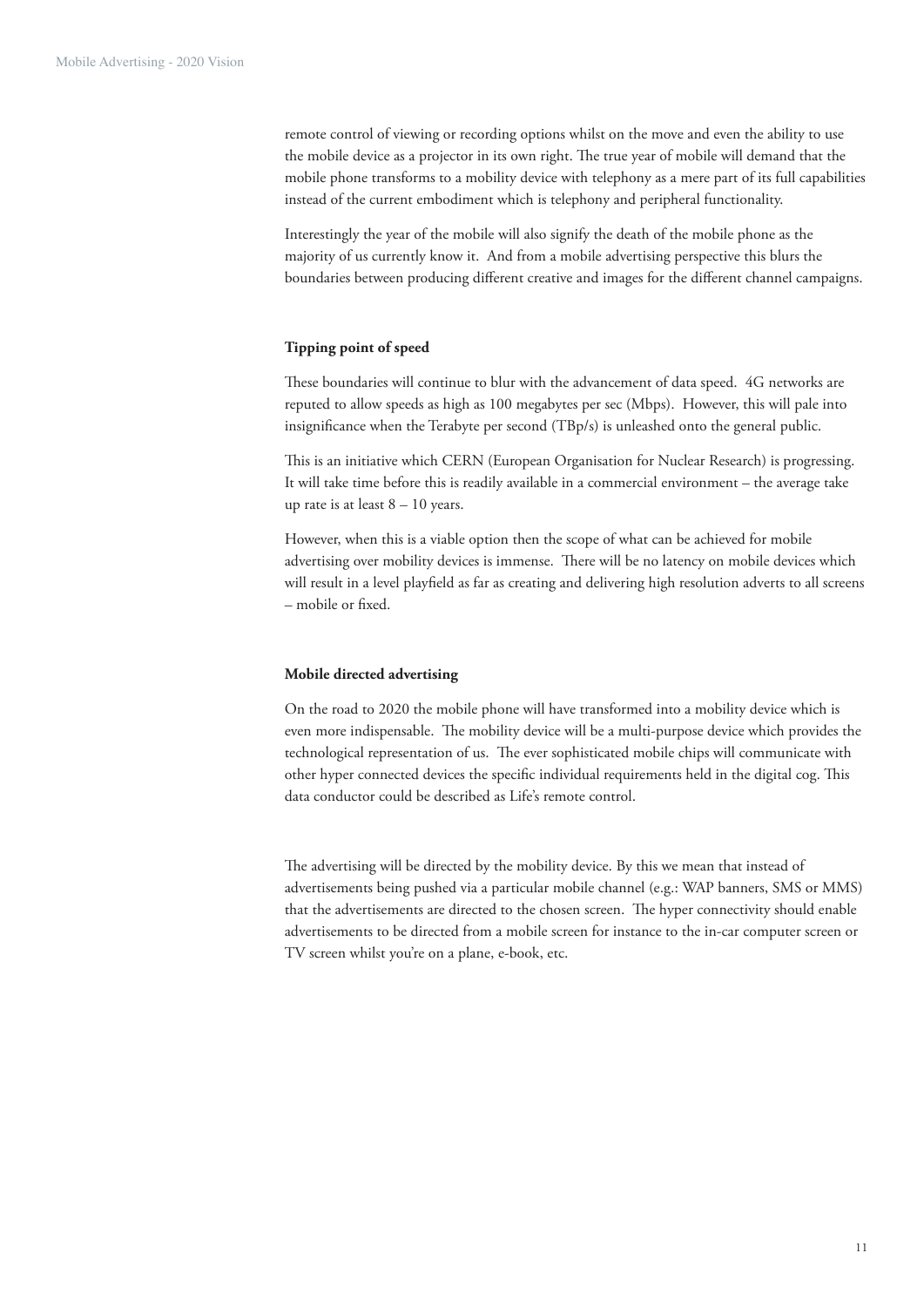remote control of viewing or recording options whilst on the move and even the ability to use the mobile device as a projector in its own right. The true year of mobile will demand that the mobile phone transforms to a mobility device with telephony as a mere part of its full capabilities instead of the current embodiment which is telephony and peripheral functionality.

Interestingly the year of the mobile will also signify the death of the mobile phone as the majority of us currently know it. And from a mobile advertising perspective this blurs the boundaries between producing different creative and images for the different channel campaigns.

**Tipping point of speed**

These boundaries will continue to blur with the advancement of data speed. 4G networks are reputed to allow speeds as high as 100 megabytes per sec (Mbps). However, this will pale into insignificance when the Terabyte per second (TBp/s) is unleashed onto the general public.

This is an initiative which CERN (European Organisation for Nuclear Research) is progressing. It will take time before this is readily available in a commercial environment – the average take up rate is at least 8 – 10 years.

However, when this is a viable option then the scope of what can be achieved for mobile advertising over mobility devices is immense. There will be no latency on mobile devices which will result in a level playfield as far as creating and delivering high resolution adverts to all screens – mobile or fixed.

**Mobile directed advertising**

On the road to 2020 the mobile phone will have transformed into a mobility device which is even more indispensable. The mobility device will be a multi-purpose device which provides the technological representation of us. The ever sophisticated mobile chips will communicate with other hyper connected devices the specific individual requirements held in the digital cog. This data conductor could be described as Life's remote control.

The advertising will be directed by the mobility device. By this we mean that instead of advertisements being pushed via a particular mobile channel (e.g.: WAP banners, SMS or MMS) that the advertisements are directed to the chosen screen. The hyper connectivity should enable advertisements to be directed from a mobile screen for instance to the in-car computer screen or TV screen whilst you're on a plane, e-book, etc.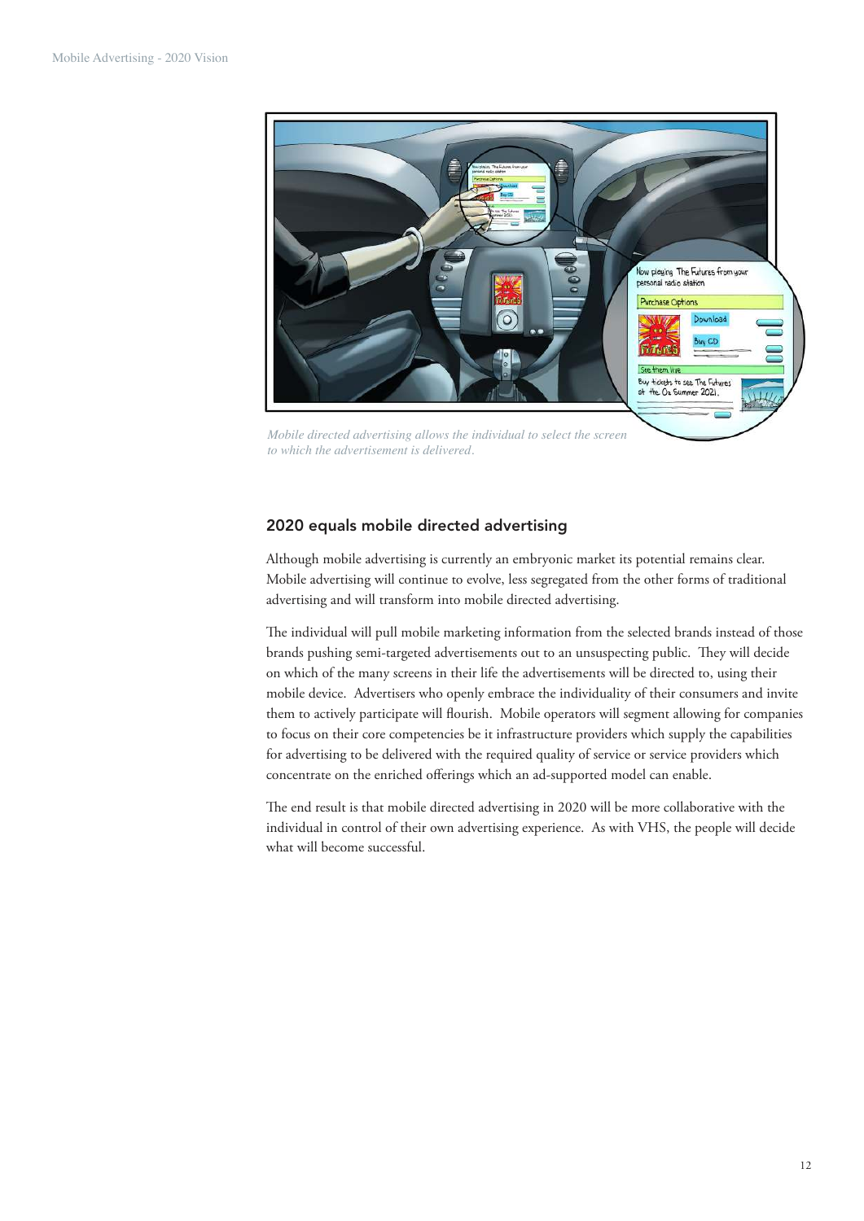*Mobile directed advertising allows the individual to select the screen to which the advertisement is delivered.*

## 2020 equals mobile directed advertising

Although mobile advertising is currently an embryonic market its potential remains clear. Mobile advertising will continue to evolve, less segregated from the other forms of traditional advertising and will transform into mobile directed advertising.

The individual will pull mobile marketing information from the selected brands instead of those brands pushing semi-targeted advertisements out to an unsuspecting public. They will decide on which of the many screens in their life the advertisements will be directed to, using their mobile device. Advertisers who openly embrace the individuality of their consumers and invite them to actively participate will flourish. Mobile operators will segment allowing for companies to focus on their core competencies be it infrastructure providers which supply the capabilities for advertising to be delivered with the required quality of service or service providers which concentrate on the enriched offerings which an ad-supported model can enable.

The end result is that mobile directed advertising in 2020 will be more collaborative with the individual in control of their own advertising experience. As with VHS, the people will decide what will become successful.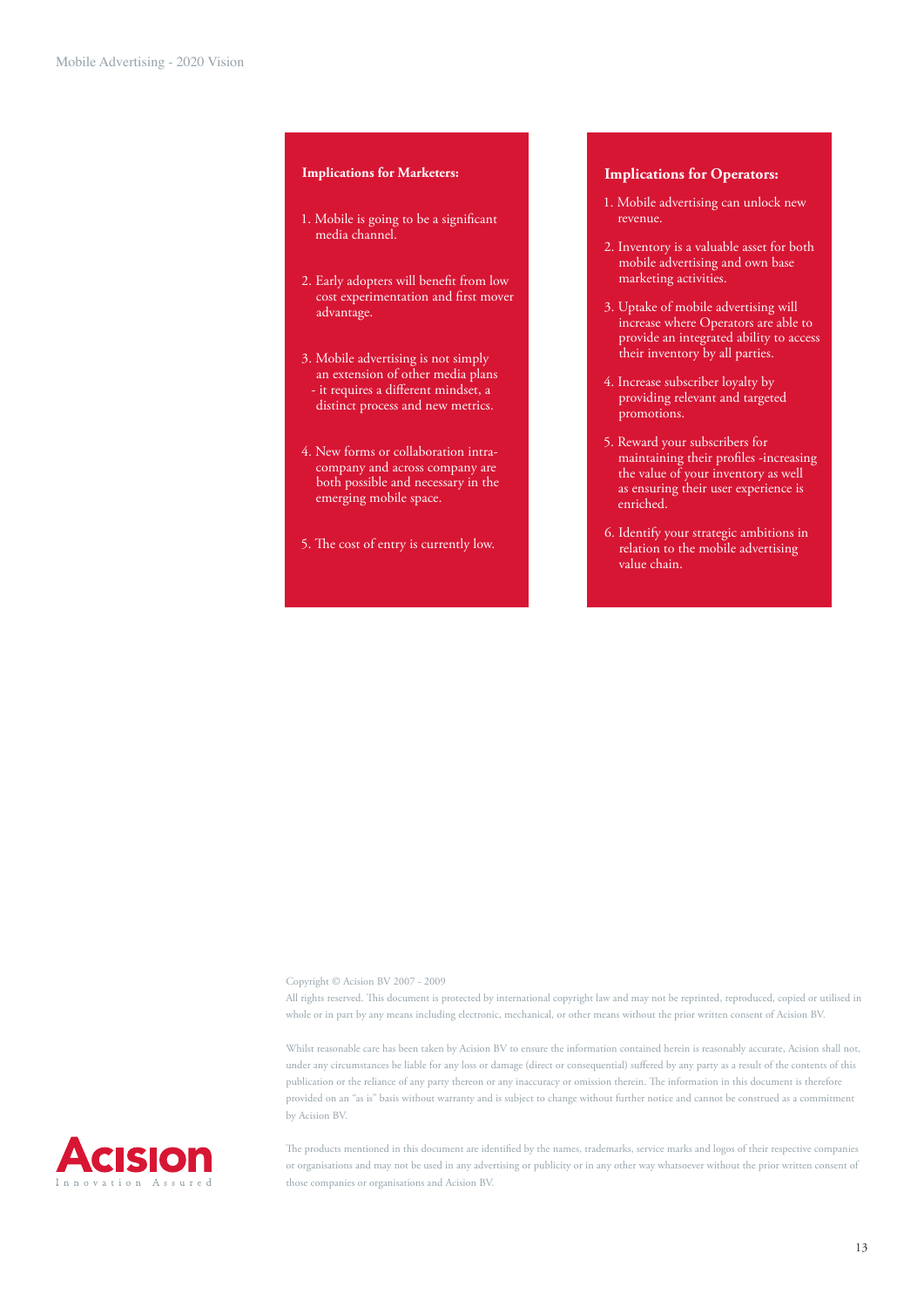**Implications for Marketers:**

1. Mobile is going to be a significant media channel.

2. Early adopters will benefit from low cost experimentation and first mover advantage.

3. Mobile advertising is not simply an extension of other media plans - it requires a different mindset, a distinct process and new metrics.

4. New forms or collaboration intra-company and across company are both possible and necessary in the emerging mobile space.

5. The cost of entry is currently low.

**Implications for Operators:**

1. Mobile advertising can unlock new revenue.

2. Inventory is a valuable asset for both mobile advertising and own base marketing activities.

3. Uptake of mobile advertising will increase where Operators are able to provide an integrated ability to access their inventory by all parties.

4. Increase subscriber loyalty by providing relevant and targeted promotions.

5. Reward your subscribers for maintaining their profiles -increasing the value of your inventory as well as ensuring their user experience is enriched.

6. Identify your strategic ambitions in relation to the mobile advertising value chain.

Copyright © Acision BV 2007 - 2009

All rights reserved. This document is protected by international copyright law and may not be reprinted, reproduced, copied or utilised in whole or in part by any means including electronic, mechanical, or other means without the prior written consent of Acision BV.

Whilst reasonable care has been taken by Acision BV to ensure the information contained herein is reasonably accurate, Acision shall not, under any circumstances be liable for any loss or damage (direct or consequential) suffered by any party as a result of the contents of this publication or the reliance of any party thereon or any inaccuracy or omission therein. The information in this document is therefore provided on an "as is" basis without warranty and is subject to change without further notice and cannot be construed as a commitment by Acision BV.

The products mentioned in this document are identified by the names, trademarks, service marks and logos of their respective companies or organisations and may not be used in any advertising or publicity or in any other way whatsoever without the prior written consent of those companies or organisations and Acision BV.

Acision

Innovation Assured